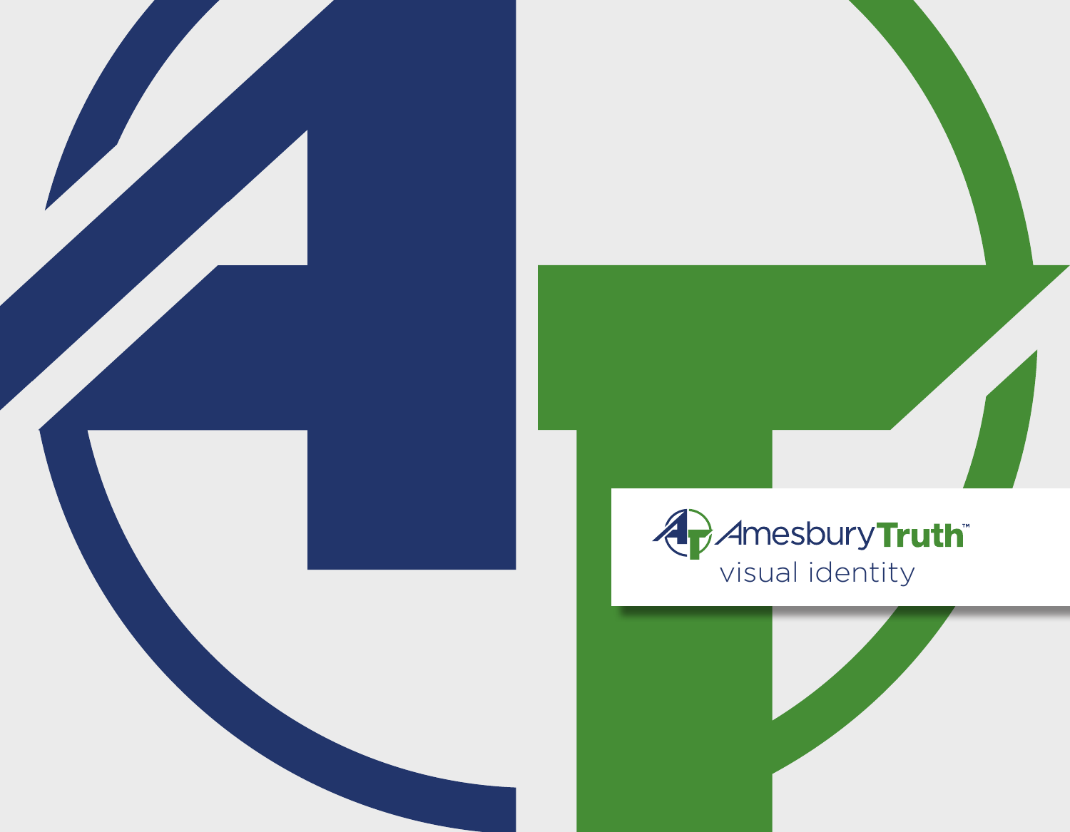# AmesburyTruth™

## visual identity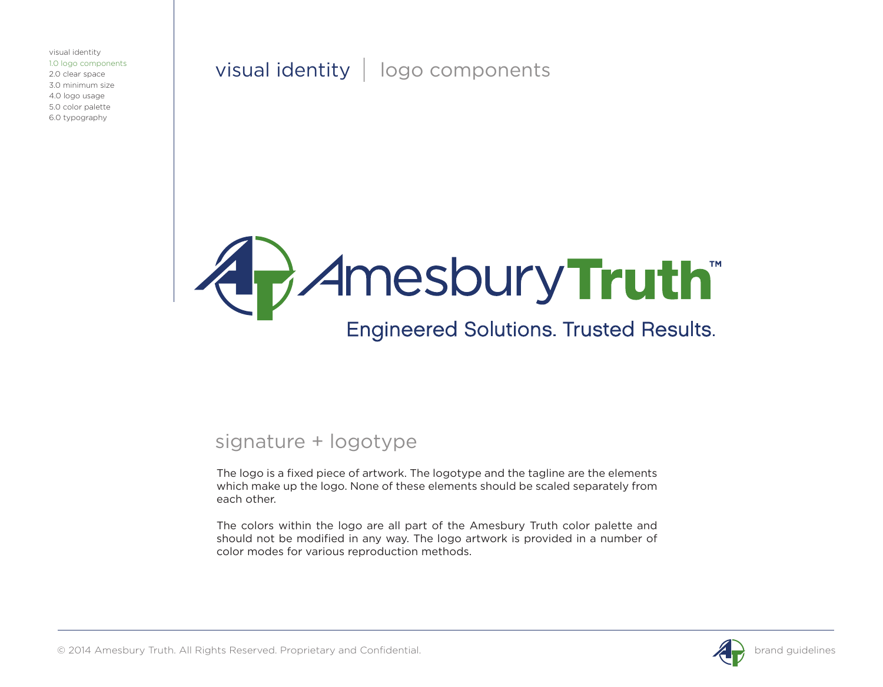visual identity
1.0 logo components
2.0 clear space
3.0 minimum size
4.0 logo usage
5.0 color palette
6.0 typography

# visual identity | logo components

AmesburyTruth™

Engineered Solutions. Trusted Results.

## signature + logotype

The logo is a fixed piece of artwork. The logotype and the tagline are the elements which make up the logo. None of these elements should be scaled separately from each other.

The colors within the logo are all part of the Amesbury Truth color palette and should not be modified in any way. The logo artwork is provided in a number of color modes for various reproduction methods.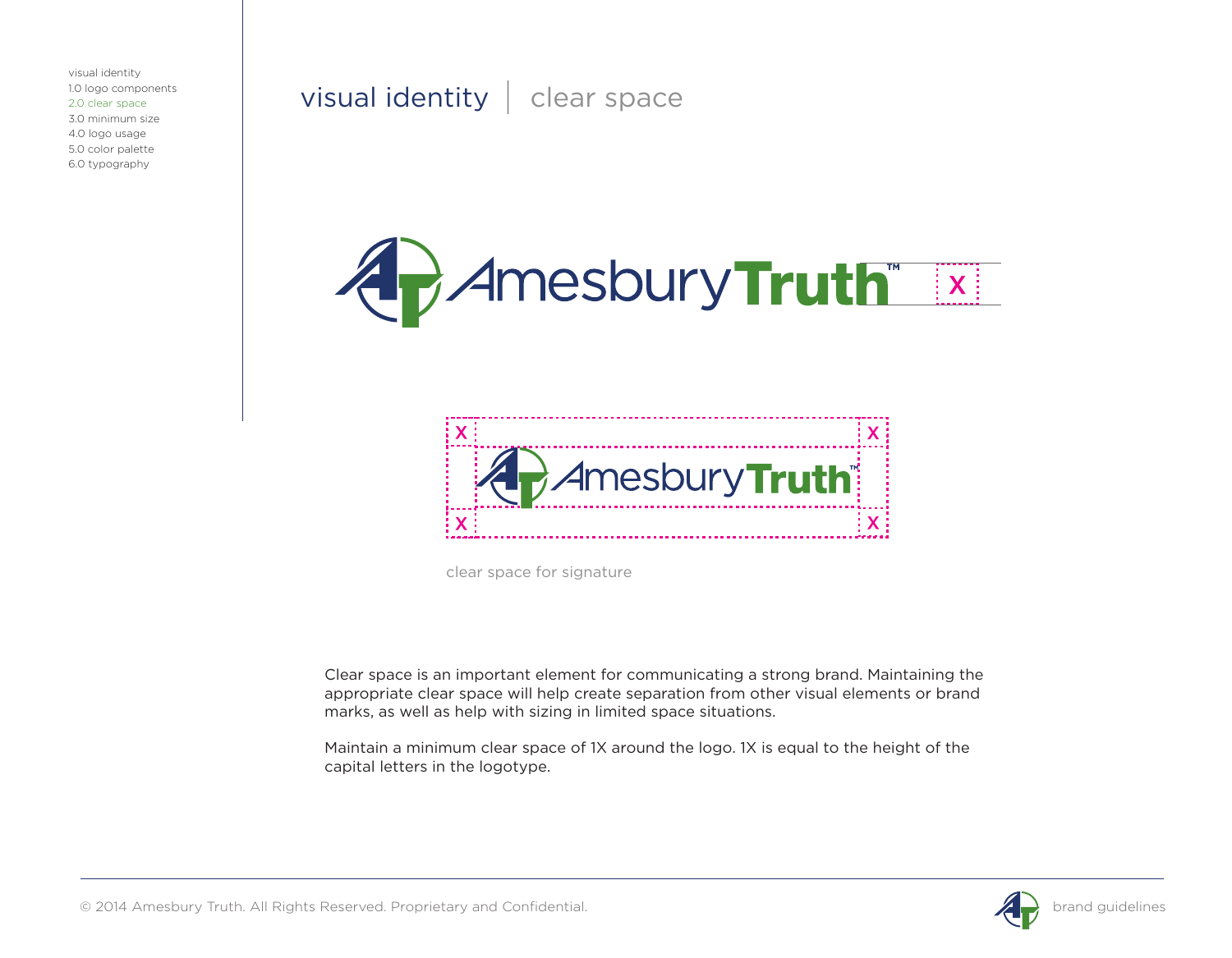visual identity
1.0 logo components
2.0 clear space
3.0 minimum size
4.0 logo usage
5.0 color palette
6.0 typography

# visual identity | clear space

clear space for signature

Clear space is an important element for communicating a strong brand. Maintaining the appropriate clear space will help create separation from other visual elements or brand marks, as well as help with sizing in limited space situations.

Maintain a minimum clear space of 1X around the logo. 1X is equal to the height of the capital letters in the logotype.

© 2014 Amesbury Truth. All Rights Reserved. Proprietary and Confidential.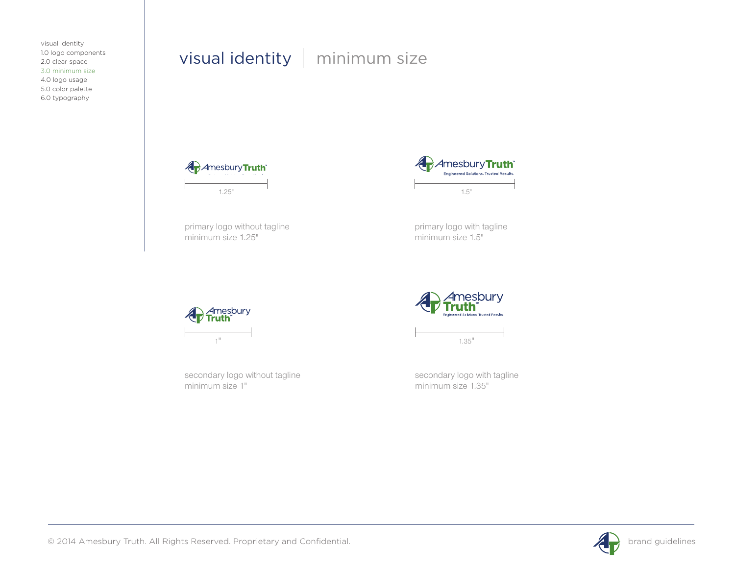visual identity
1.0 logo components
2.0 clear space
3.0 minimum size
4.0 logo usage
5.0 color palette
6.0 typography

# visual identity | minimum size

1.25"

primary logo without tagline
minimum size 1.25"

Engineered Solutions. Trusted Results.

1.5"

primary logo with tagline
minimum size 1.5"

1"

secondary logo without tagline
minimum size 1"

Engineered Solutions. Trusted Results.

1.35"

secondary logo with tagline
minimum size 1.35"

© 2014 Amesbury Truth. All Rights Reserved. Proprietary and Confidential.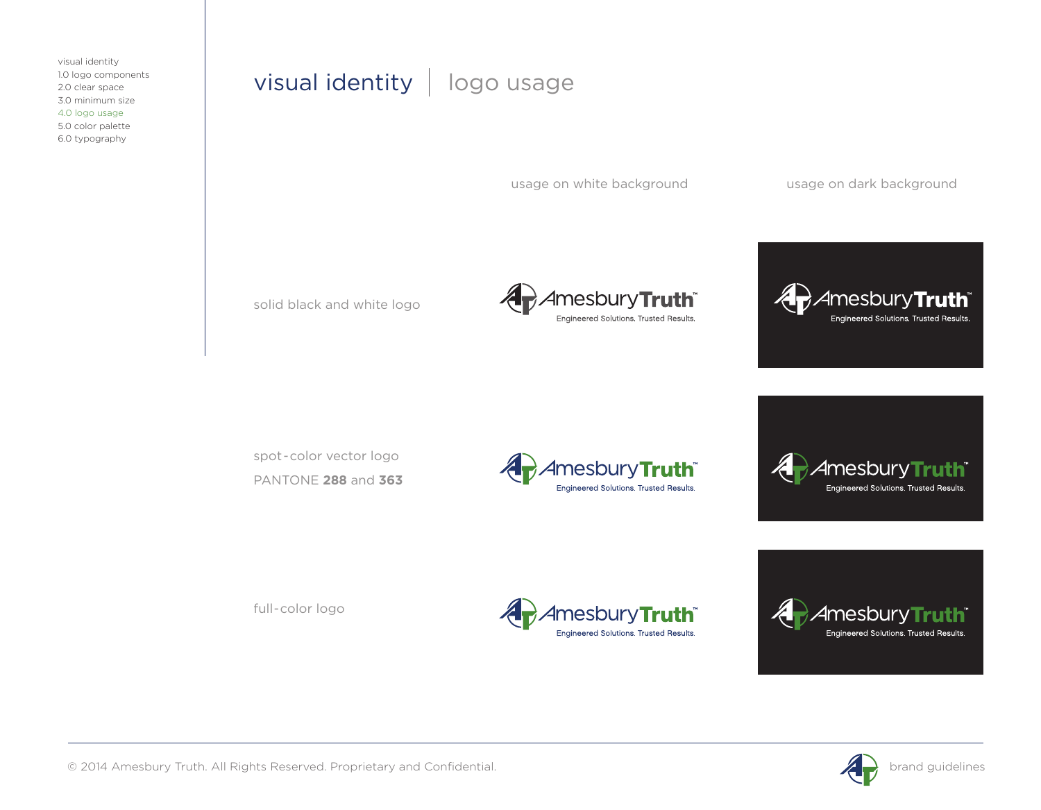- visual identity
- 1.0 logo components
- 2.0 clear space
- 3.0 minimum size
- 4.0 logo usage
- 5.0 color palette
- 6.0 typography

# visual identity | logo usage

| | usage on white background | usage on dark background |
|---|---|---|
| solid black and white logo | AmesburyTruth™ Engineered Solutions. Trusted Results. | AmesburyTruth™ Engineered Solutions. Trusted Results. |
| spot-color vector logo PANTONE **288** and **363** | AmesburyTruth™ Engineered Solutions. Trusted Results. | AmesburyTruth™ Engineered Solutions. Trusted Results. |
| full-color logo | AmesburyTruth™ Engineered Solutions. Trusted Results. | AmesburyTruth™ Engineered Solutions. Trusted Results. |

© 2014 Amesbury Truth. All Rights Reserved. Proprietary and Confidential.

brand guidelines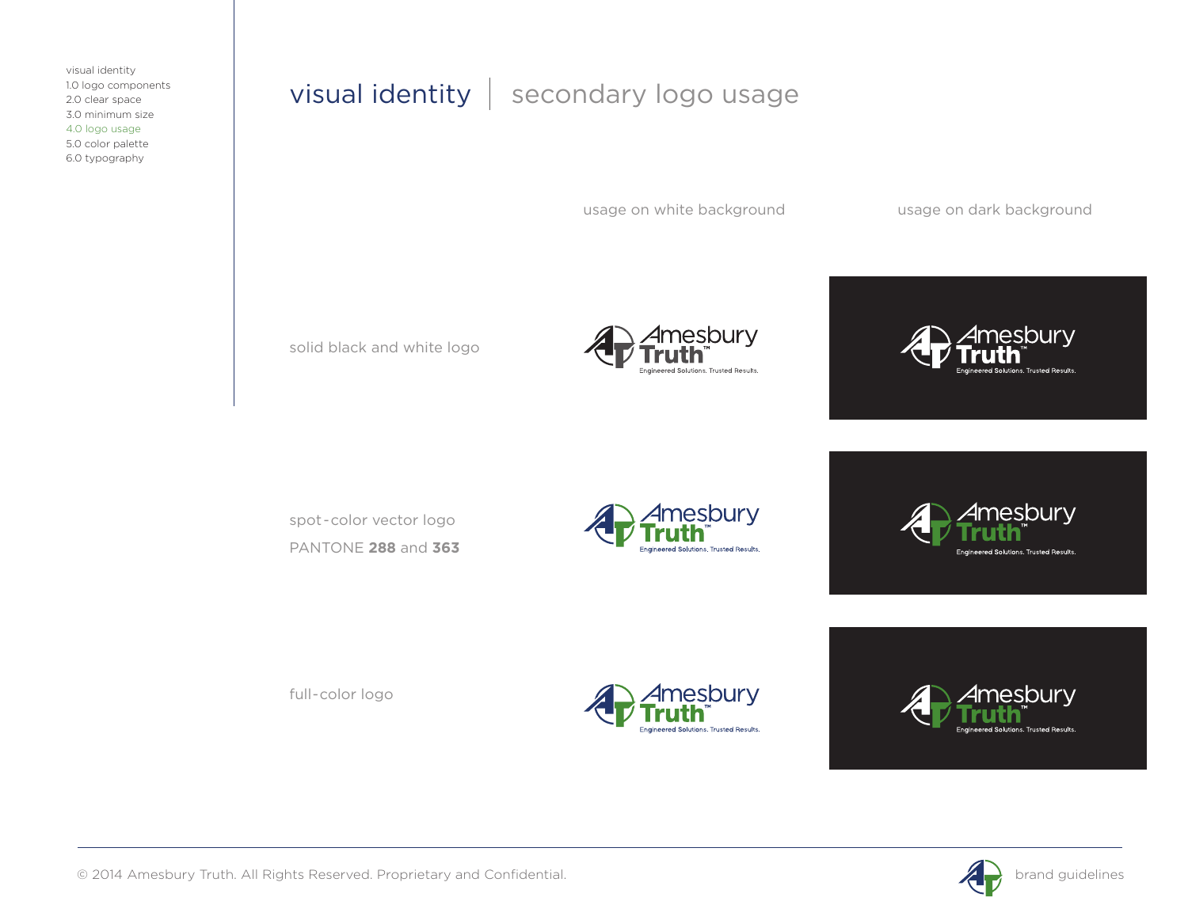visual identity
1.0 logo components
2.0 clear space
3.0 minimum size
4.0 logo usage
5.0 color palette
6.0 typography

# visual identity | secondary logo usage

| | usage on white background | usage on dark background |
|---|---|---|
| solid black and white logo | | |
| spot-color vector logo PANTONE **288** and **363** | | |
| full-color logo | | |

© 2014 Amesbury Truth. All Rights Reserved. Proprietary and Confidential.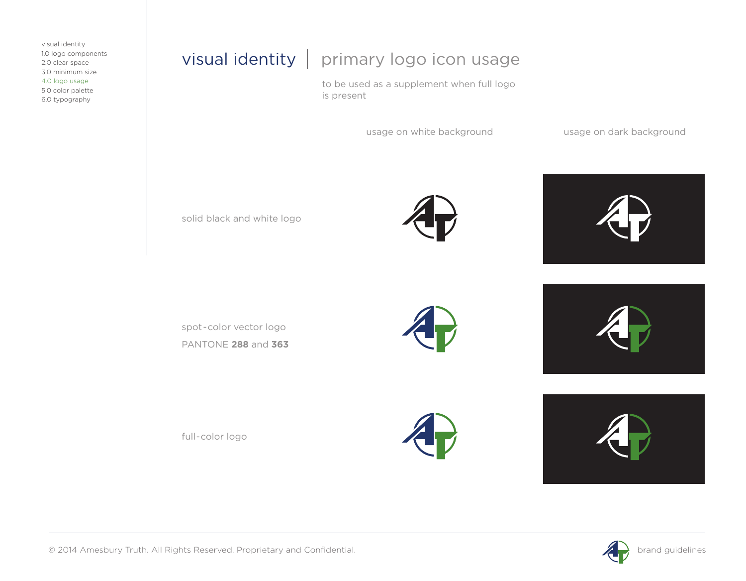visual identity
1.0 logo components
2.0 clear space
3.0 minimum size
4.0 logo usage
5.0 color palette
6.0 typography

# visual identity | primary logo icon usage

to be used as a supplement when full logo is present

usage on white background

usage on dark background

solid black and white logo

spot-color vector logo
PANTONE **288** and **363**

full-color logo

© 2014 Amesbury Truth. All Rights Reserved. Proprietary and Confidential.

brand guidelines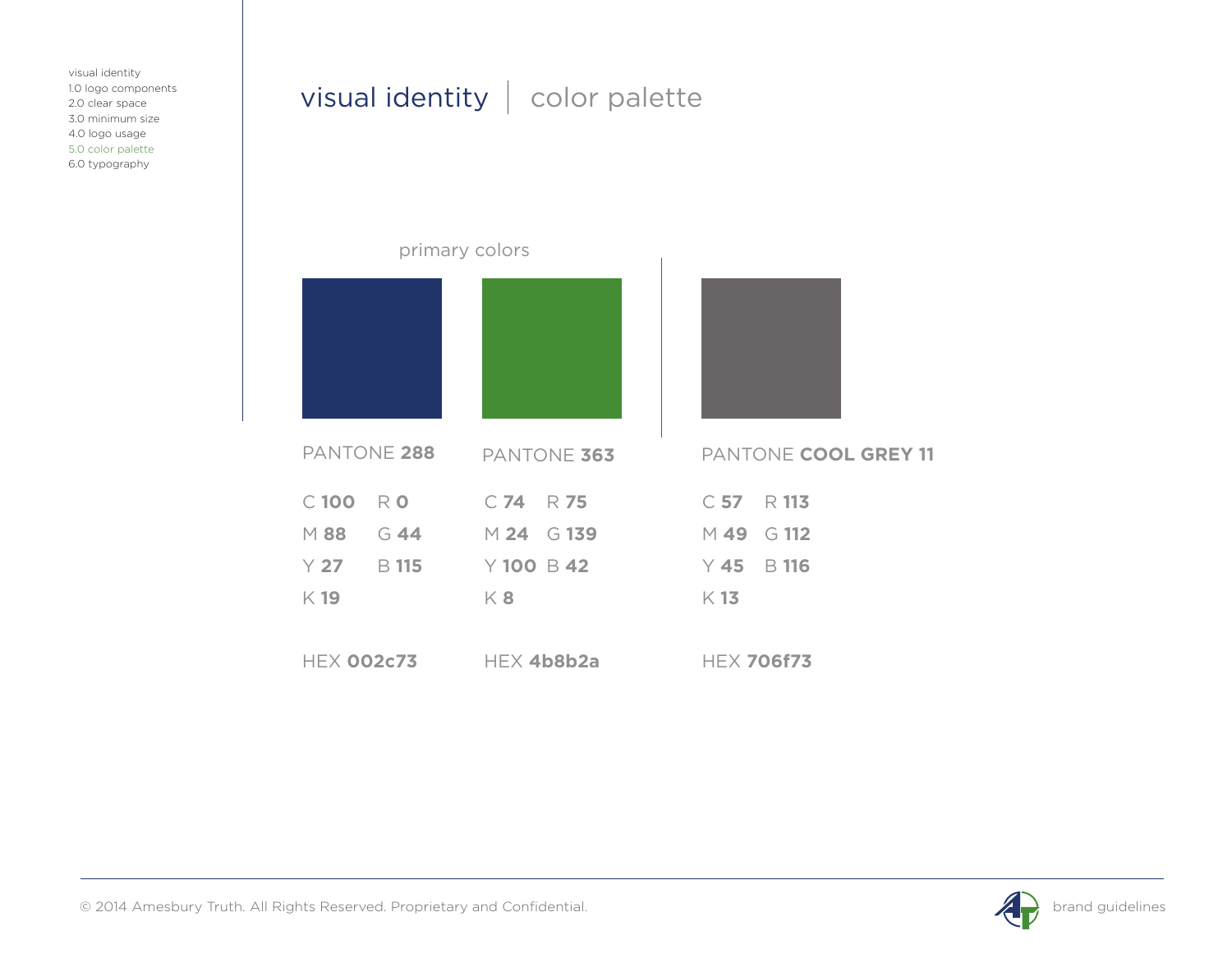visual identity
1.0 logo components
2.0 clear space
3.0 minimum size
4.0 logo usage
5.0 color palette
6.0 typography

# visual identity | color palette

## primary colors

| PANTONE **288** | PANTONE **363** | PANTONE **COOL GREY 11** |
| --- | --- | --- |
| C **100** R **0** | C **74** R **75** | C **57** R **113** |
| M **88** G **44** | M **24** G **139** | M **49** G **112** |
| Y **27** B **115** | Y **100** B **42** | Y **45** B **116** |
| K **19** | K **8** | K **13** |
| HEX **002c73** | HEX **4b8b2a** | HEX **706f73** |

© 2014 Amesbury Truth. All Rights Reserved. Proprietary and Confidential.

brand guidelines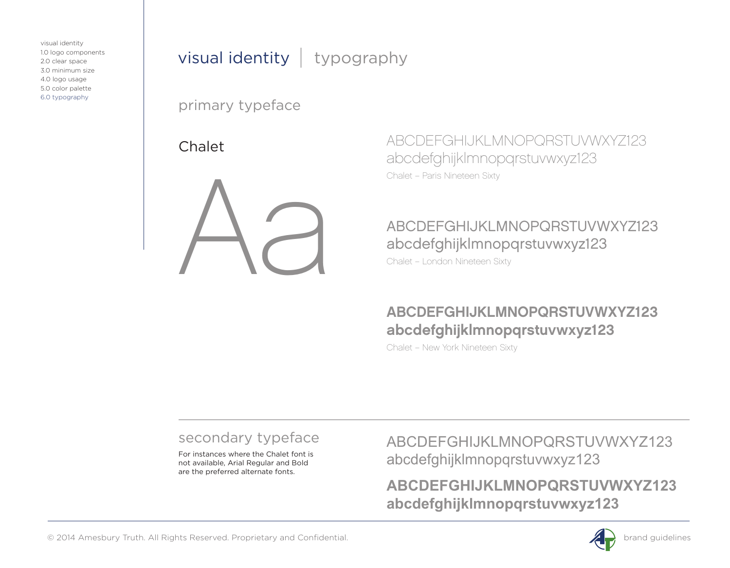visual identity
1.0 logo components
2.0 clear space
3.0 minimum size
4.0 logo usage
5.0 color palette
6.0 typography

# visual identity | typography

## primary typeface

### Chalet

Aa

ABCDEFGHIJKLMNOPQRSTUVWXYZ123
abcdefghijklmnopqrstuvwxyz123
Chalet – Paris Nineteen Sixty

ABCDEFGHIJKLMNOPQRSTUVWXYZ123
abcdefghijklmnopqrstuvwxyz123
Chalet – London Nineteen Sixty

**ABCDEFGHIJKLMNOPQRSTUVWXYZ123**
**abcdefghijklmnopqrstuvwxyz123**
Chalet – New York Nineteen Sixty

## secondary typeface

For instances where the Chalet font is not available, Arial Regular and Bold are the preferred alternate fonts.

ABCDEFGHIJKLMNOPQRSTUVWXYZ123
abcdefghijklmnopqrstuvwxyz123

**ABCDEFGHIJKLMNOPQRSTUVWXYZ123**
**abcdefghijklmnopqrstuvwxyz123**

© 2014 Amesbury Truth. All Rights Reserved. Proprietary and Confidential.